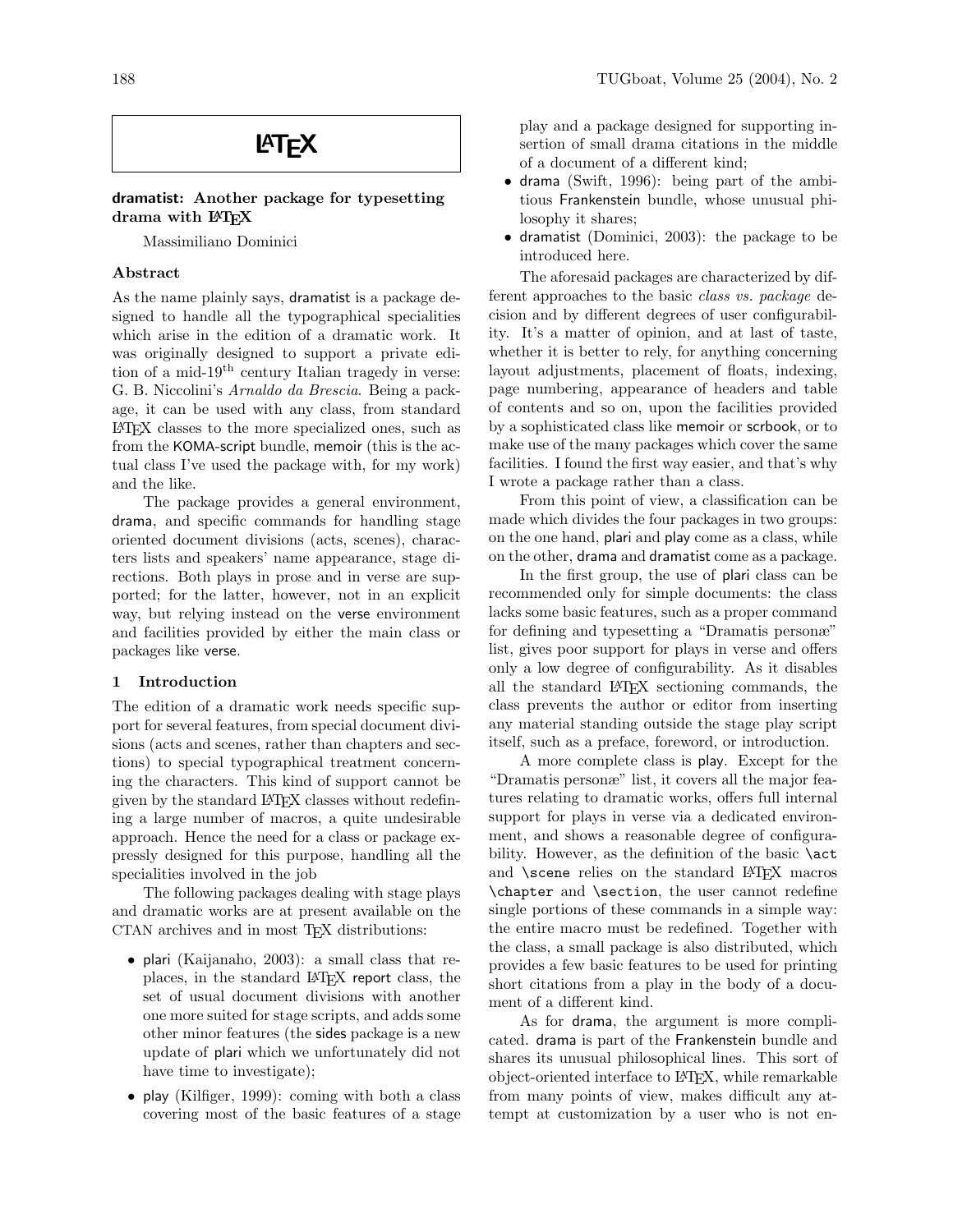# LaTeX

## dramatist: Another package for typesetting drama with LaTeX

Massimiliano Dominici

### Abstract

As the name plainly says, dramatist is a package designed to handle all the typographical specialities which arise in the edition of a dramatic work. It was originally designed to support a private edition of a mid-19th century Italian tragedy in verse: G. B. Niccolini's *Arnaldo da Brescia*. Being a package, it can be used with any class, from standard LaTeX classes to the more specialized ones, such as from the KOMA-script bundle, memoir (this is the actual class I've used the package with, for my work) and the like.

The package provides a general environment, drama, and specific commands for handling stage oriented document divisions (acts, scenes), characters lists and speakers' name appearance, stage directions. Both plays in prose and in verse are supported; for the latter, however, not in an explicit way, but relying instead on the verse environment and facilities provided by either the main class or packages like verse.

### 1 Introduction

The edition of a dramatic work needs specific support for several features, from special document divisions (acts and scenes, rather than chapters and sections) to special typographical treatment concerning the characters. This kind of support cannot be given by the standard LaTeX classes without redefining a large number of macros, a quite undesirable approach. Hence the need for a class or package expressly designed for this purpose, handling all the specialities involved in the job

The following packages dealing with stage plays and dramatic works are at present available on the CTAN archives and in most TeX distributions:

- plari (Kaijanaho, 2003): a small class that replaces, in the standard LaTeX report class, the set of usual document divisions with another one more suited for stage scripts, and adds some other minor features (the sides package is a new update of plari which we unfortunately did not have time to investigate);
- play (Kilfiger, 1999): coming with both a class covering most of the basic features of a stage play and a package designed for supporting insertion of small drama citations in the middle of a document of a different kind;
- drama (Swift, 1996): being part of the ambitious Frankenstein bundle, whose unusual philosophy it shares;
- dramatist (Dominici, 2003): the package to be introduced here.

The aforesaid packages are characterized by different approaches to the basic *class vs. package* decision and by different degrees of user configurability. It's a matter of opinion, and at last of taste, whether it is better to rely, for anything concerning layout adjustments, placement of floats, indexing, page numbering, appearance of headers and table of contents and so on, upon the facilities provided by a sophisticated class like memoir or scrbook, or to make use of the many packages which cover the same facilities. I found the first way easier, and that's why I wrote a package rather than a class.

From this point of view, a classification can be made which divides the four packages in two groups: on the one hand, plari and play come as a class, while on the other, drama and dramatist come as a package.

In the first group, the use of plari class can be recommended only for simple documents: the class lacks some basic features, such as a proper command for defining and typesetting a "Dramatis personæ" list, gives poor support for plays in verse and offers only a low degree of configurability. As it disables all the standard LaTeX sectioning commands, the class prevents the author or editor from inserting any material standing outside the stage play script itself, such as a preface, foreword, or introduction.

A more complete class is play. Except for the "Dramatis personæ" list, it covers all the major features relating to dramatic works, offers full internal support for plays in verse via a dedicated environment, and shows a reasonable degree of configurability. However, as the definition of the basic `\act` and `\scene` relies on the standard LaTeX macros `\chapter` and `\section`, the user cannot redefine single portions of these commands in a simple way: the entire macro must be redefined. Together with the class, a small package is also distributed, which provides a few basic features to be used for printing short citations from a play in the body of a document of a different kind.

As for drama, the argument is more complicated. drama is part of the Frankenstein bundle and shares its unusual philosophical lines. This sort of object-oriented interface to LaTeX, while remarkable from many points of view, makes difficult any attempt at customization by a user who is not en-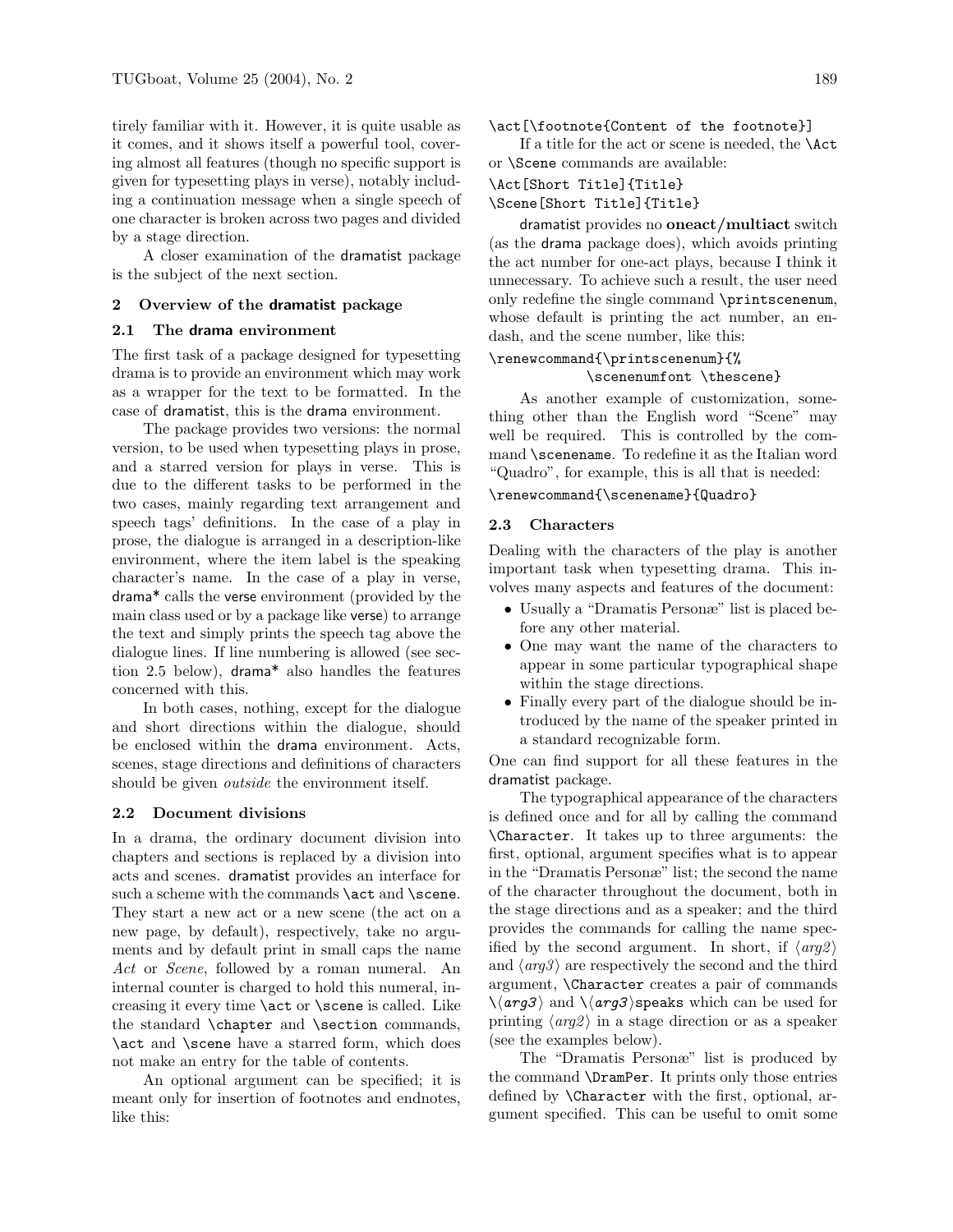tirely familiar with it. However, it is quite usable as it comes, and it shows itself a powerful tool, covering almost all features (though no specific support is given for typesetting plays in verse), notably including a continuation message when a single speech of one character is broken across two pages and divided by a stage direction.

A closer examination of the dramatist package is the subject of the next section.

## 2 Overview of the dramatist package

### 2.1 The drama environment

The first task of a package designed for typesetting drama is to provide an environment which may work as a wrapper for the text to be formatted. In the case of dramatist, this is the drama environment.

The package provides two versions: the normal version, to be used when typesetting plays in prose, and a starred version for plays in verse. This is due to the different tasks to be performed in the two cases, mainly regarding text arrangement and speech tags' definitions. In the case of a play in prose, the dialogue is arranged in a description-like environment, where the item label is the speaking character's name. In the case of a play in verse, drama* calls the verse environment (provided by the main class used or by a package like verse) to arrange the text and simply prints the speech tag above the dialogue lines. If line numbering is allowed (see section 2.5 below), drama* also handles the features concerned with this.

In both cases, nothing, except for the dialogue and short directions within the dialogue, should be enclosed within the drama environment. Acts, scenes, stage directions and definitions of characters should be given *outside* the environment itself.

### 2.2 Document divisions

In a drama, the ordinary document division into chapters and sections is replaced by a division into acts and scenes. dramatist provides an interface for such a scheme with the commands `\act` and `\scene`. They start a new act or a new scene (the act on a new page, by default), respectively, take no arguments and by default print in small caps the name *Act* or *Scene*, followed by a roman numeral. An internal counter is charged to hold this numeral, increasing it every time `\act` or `\scene` is called. Like the standard `\chapter` and `\section` commands, `\act` and `\scene` have a starred form, which does not make an entry for the table of contents.

An optional argument can be specified; it is meant only for insertion of footnotes and endnotes, like this:

```
\act[\footnote{Content of the footnote}]
```

If a title for the act or scene is needed, the `\Act` or `\Scene` commands are available:

```
\Act[Short Title]{Title}
\Scene[Short Title]{Title}
```

dramatist provides no **oneact/multiact** switch (as the drama package does), which avoids printing the act number for one-act plays, because I think it unnecessary. To achieve such a result, the user need only redefine the single command `\printscenenum`, whose default is printing the act number, an en-dash, and the scene number, like this:

```
\renewcommand{\printscenenum}{%
        \scenenumfont \thescene}
```

As another example of customization, something other than the English word "Scene" may well be required. This is controlled by the command `\scenename`. To redefine it as the Italian word "Quadro", for example, this is all that is needed:

```
\renewcommand{\scenename}{Quadro}
```

### 2.3 Characters

Dealing with the characters of the play is another important task when typesetting drama. This involves many aspects and features of the document:

- Usually a "Dramatis Personæ" list is placed before any other material.
- One may want the name of the characters to appear in some particular typographical shape within the stage directions.
- Finally every part of the dialogue should be introduced by the name of the speaker printed in a standard recognizable form.

One can find support for all these features in the dramatist package.

The typographical appearance of the characters is defined once and for all by calling the command `\Character`. It takes up to three arguments: the first, optional, argument specifies what is to appear in the "Dramatis Personæ" list; the second the name of the character throughout the document, both in the stage directions and as a speaker; and the third provides the commands for calling the name specified by the second argument. In short, if ⟨*arg2*⟩ and ⟨*arg3*⟩ are respectively the second and the third argument, `\Character` creates a pair of commands `\`⟨*arg3*⟩ and `\`⟨*arg3*⟩`speaks` which can be used for printing ⟨*arg2*⟩ in a stage direction or as a speaker (see the examples below).

The "Dramatis Personæ" list is produced by the command `\DramPer`. It prints only those entries defined by `\Character` with the first, optional, argument specified. This can be useful to omit some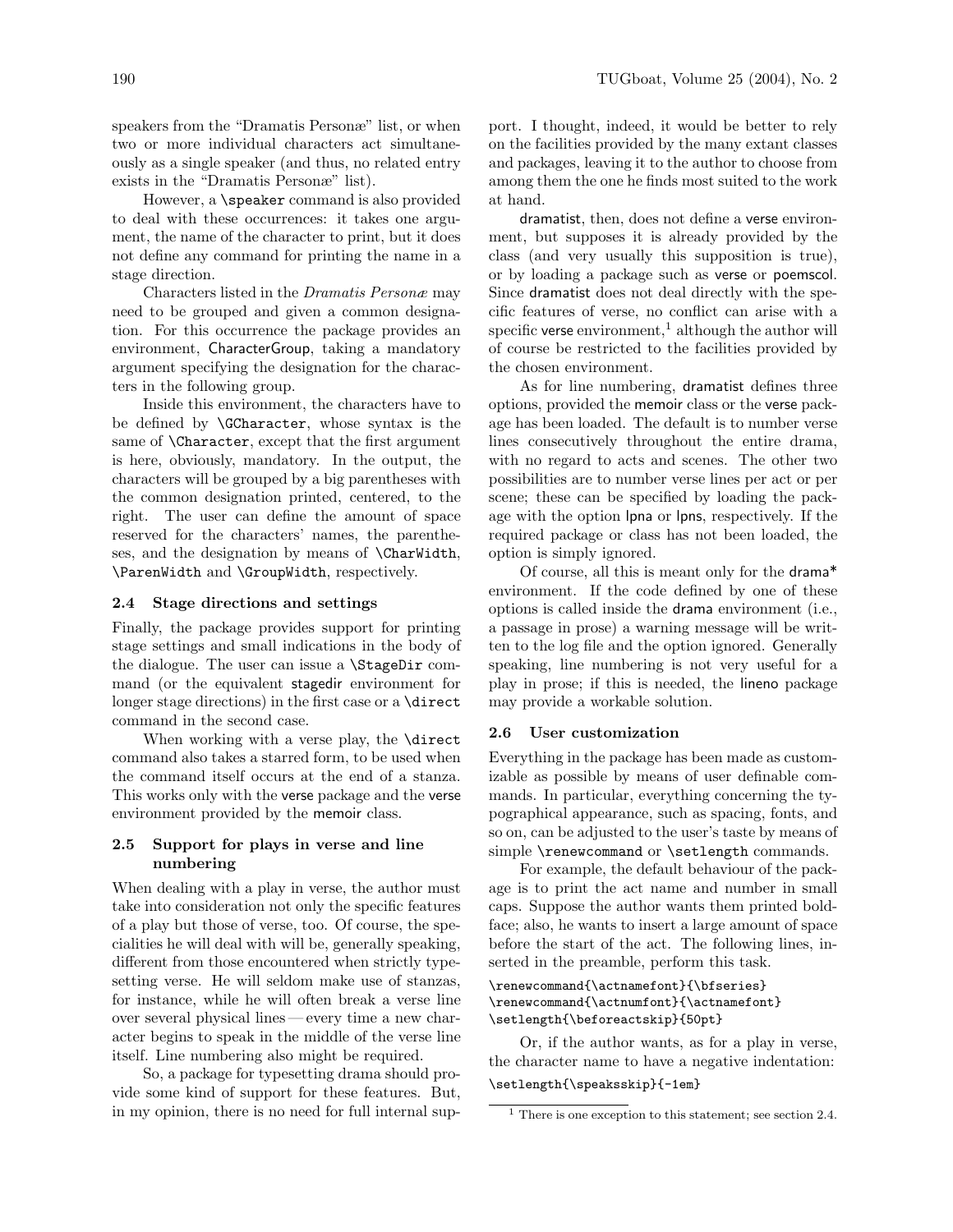speakers from the "Dramatis Personæ" list, or when two or more individual characters act simultaneously as a single speaker (and thus, no related entry exists in the "Dramatis Personæ" list).

However, a `\speaker` command is also provided to deal with these occurrences: it takes one argument, the name of the character to print, but it does not define any command for printing the name in a stage direction.

Characters listed in the *Dramatis Personæ* may need to be grouped and given a common designation. For this occurrence the package provides an environment, CharacterGroup, taking a mandatory argument specifying the designation for the characters in the following group.

Inside this environment, the characters have to be defined by `\GCharacter`, whose syntax is the same of `\Character`, except that the first argument is here, obviously, mandatory. In the output, the characters will be grouped by a big parentheses with the common designation printed, centered, to the right. The user can define the amount of space reserved for the characters' names, the parentheses, and the designation by means of `\CharWidth`, `\ParenWidth` and `\GroupWidth`, respectively.

### 2.4 Stage directions and settings

Finally, the package provides support for printing stage settings and small indications in the body of the dialogue. The user can issue a `\StageDir` command (or the equivalent stagedir environment for longer stage directions) in the first case or a `\direct` command in the second case.

When working with a verse play, the `\direct` command also takes a starred form, to be used when the command itself occurs at the end of a stanza. This works only with the verse package and the verse environment provided by the memoir class.

### 2.5 Support for plays in verse and line numbering

When dealing with a play in verse, the author must take into consideration not only the specific features of a play but those of verse, too. Of course, the specialities he will deal with will be, generally speaking, different from those encountered when strictly typesetting verse. He will seldom make use of stanzas, for instance, while he will often break a verse line over several physical lines — every time a new character begins to speak in the middle of the verse line itself. Line numbering also might be required.

So, a package for typesetting drama should provide some kind of support for these features. But, in my opinion, there is no need for full internal support. I thought, indeed, it would be better to rely on the facilities provided by the many extant classes and packages, leaving it to the author to choose from among them the one he finds most suited to the work at hand.

dramatist, then, does not define a verse environment, but supposes it is already provided by the class (and very usually this supposition is true), or by loading a package such as verse or poemscol. Since dramatist does not deal directly with the specific features of verse, no conflict can arise with a specific verse environment,[1] although the author will of course be restricted to the facilities provided by the chosen environment.

As for line numbering, dramatist defines three options, provided the memoir class or the verse package has been loaded. The default is to number verse lines consecutively throughout the entire drama, with no regard to acts and scenes. The other two possibilities are to number verse lines per act or per scene; these can be specified by loading the package with the option lpna or lpns, respectively. If the required package or class has not been loaded, the option is simply ignored.

Of course, all this is meant only for the drama* environment. If the code defined by one of these options is called inside the drama environment (i.e., a passage in prose) a warning message will be written to the log file and the option ignored. Generally speaking, line numbering is not very useful for a play in prose; if this is needed, the lineno package may provide a workable solution.

### 2.6 User customization

Everything in the package has been made as customizable as possible by means of user definable commands. In particular, everything concerning the typographical appearance, such as spacing, fonts, and so on, can be adjusted to the user's taste by means of simple `\renewcommand` or `\setlength` commands.

For example, the default behaviour of the package is to print the act name and number in small caps. Suppose the author wants them printed boldface; also, he wants to insert a large amount of space before the start of the act. The following lines, inserted in the preamble, perform this task.

```
\renewcommand{\actnamefont}{\bfseries}
\renewcommand{\actnumfont}{\actnamefont}
\setlength{\beforeactskip}{50pt}
```

Or, if the author wants, as for a play in verse, the character name to have a negative indentation:

```
\setlength{\speaksskip}{-1em}
```

[1] There is one exception to this statement; see section 2.4.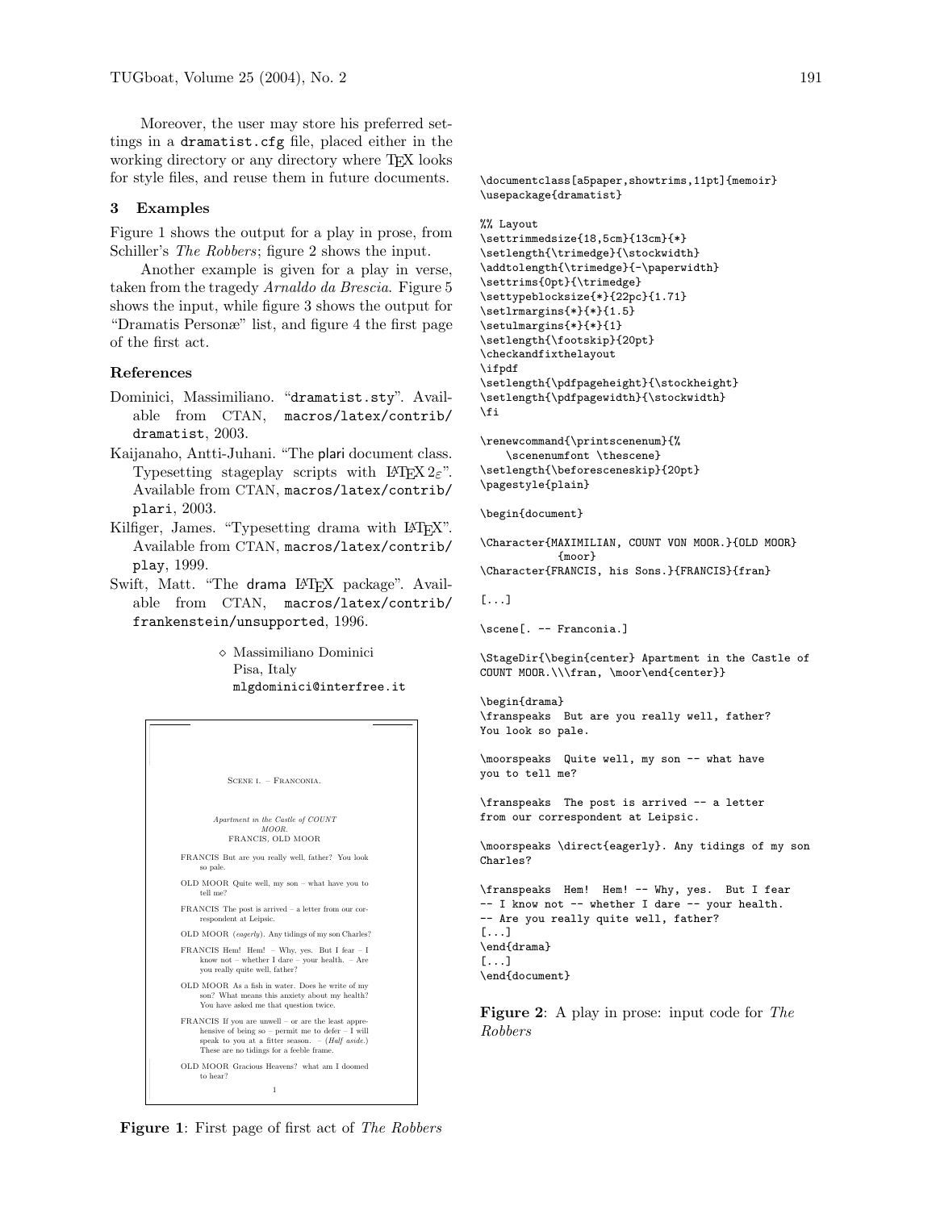Moreover, the user may store his preferred settings in a `dramatist.cfg` file, placed either in the working directory or any directory where TeX looks for style files, and reuse them in future documents.

## 3 Examples

Figure 1 shows the output for a play in prose, from Schiller's *The Robbers*; figure 2 shows the input.

Another example is given for a play in verse, taken from the tragedy *Arnaldo da Brescia*. Figure 5 shows the input, while figure 3 shows the output for "Dramatis Personæ" list, and figure 4 the first page of the first act.

### References

Dominici, Massimiliano. "`dramatist.sty`". Available from CTAN, `macros/latex/contrib/dramatist`, 2003.

Kaijanaho, Antti-Juhani. "The plari document class. Typesetting stageplay scripts with LaTeX $2_\varepsilon$". Available from CTAN, `macros/latex/contrib/plari`, 2003.

Kilfiger, James. "Typesetting drama with LaTeX". Available from CTAN, `macros/latex/contrib/play`, 1999.

Swift, Matt. "The drama LaTeX package". Available from CTAN, `macros/latex/contrib/frankenstein/unsupported`, 1996.

⋄ Massimiliano Dominici
Pisa, Italy
mlgdominici@interfree.it

SCENE I. – FRANCONIA.

*Apartment in the Castle of COUNT MOOR.*
FRANCIS, OLD MOOR

FRANCIS But are you really well, father? You look so pale.

OLD MOOR Quite well, my son – what have you to tell me?

FRANCIS The post is arrived – a letter from our correspondent at Leipsic.

OLD MOOR (*eagerly*). Any tidings of my son Charles?

FRANCIS Hem! Hem! – Why, yes. But I fear – I know not – whether I dare – your health. – Are you really quite well, father?

OLD MOOR As a fish in water. Does he write of my son? What means this anxiety about my health? You have asked me that question twice.

FRANCIS If you are unwell – or are the least apprehensive of being so – permit me to defer – I will speak to you at a fitter season. – (*Half aside.*) These are no tidings for a feeble frame.

OLD MOOR Gracious Heavens? what am I doomed to hear?

1

**Figure 1**: First page of first act of *The Robbers*

```
\documentclass[a5paper,showtrims,11pt]{memoir}
\usepackage{dramatist}

%% Layout
\settrimmedsize{18,5cm}{13cm}{*}
\setlength{\trimedge}{\stockwidth}
\addtolength{\trimedge}{-\paperwidth}
\settrims{0pt}{\trimedge}
\settypeblocksize{*}{22pc}{1.71}
\setlrmargins{*}{*}{1.5}
\setulmargins{*}{*}{1}
\setlength{\footskip}{20pt}
\checkandfixthelayout
\ifpdf
\setlength{\pdfpageheight}{\stockheight}
\setlength{\pdfpagewidth}{\stockwidth}
\fi

\renewcommand{\printscenenum}{%
    \scenenumfont \thescene}
\setlength{\beforesceneskip}{20pt}
\pagestyle{plain}

\begin{document}

\Character{MAXIMILIAN, COUNT VON MOOR.}{OLD MOOR}
          {moor}
\Character{FRANCIS, his Sons.}{FRANCIS}{fran}

[...]

\scene[. -- Franconia.]

\StageDir{\begin{center} Apartment in the Castle of
COUNT MOOR.\\\fran, \moor\end{center}}

\begin{drama}
\franspeaks  But are you really well, father?
You look so pale.

\moorspeaks  Quite well, my son -- what have
you to tell me?

\franspeaks  The post is arrived -- a letter
from our correspondent at Leipsic.

\moorspeaks \direct{eagerly}. Any tidings of my son
Charles?

\franspeaks  Hem!  Hem! -- Why, yes.  But I fear
-- I know not -- whether I dare -- your health.
-- Are you really quite well, father?
[...]
\end{drama}
[...]
\end{document}
```

**Figure 2**: A play in prose: input code for *The Robbers*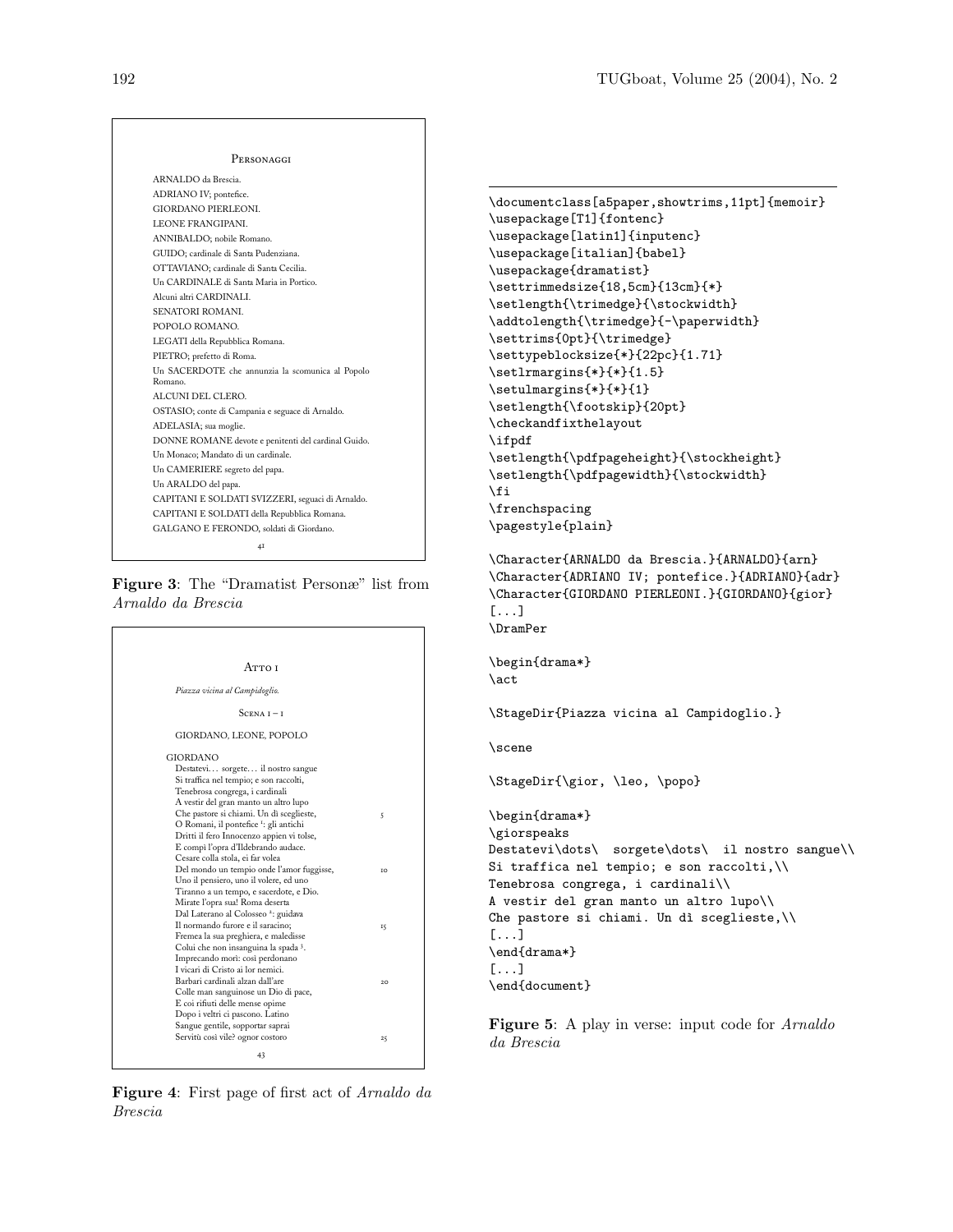PERSONAGGI

ARNALDO da Brescia.
ADRIANO IV; pontefice.
GIORDANO PIERLEONI.
LEONE FRANGIPANI.
ANNIBALDO; nobile Romano.
GUIDO; cardinale di Santa Pudenziana.
OTTAVIANO; cardinale di Santa Cecilia.
Un CARDINALE di Santa Maria in Portico.
Alcuni altri CARDINALI.
SENATORI ROMANI.
POPOLO ROMANO.
LEGATI della Repubblica Romana.
PIETRO; prefetto di Roma.
Un SACERDOTE che annunzia la scomunica al Popolo Romano.
ALCUNI DEL CLERO.
OSTASIO; conte di Campania e seguace di Arnaldo.
ADELASIA; sua moglie.
DONNE ROMANE devote e penitenti del cardinal Guido.
Un Monaco; Mandato di un cardinale.
Un CAMERIERE segreto del papa.
Un ARALDO del papa.
CAPITANI E SOLDATI SVIZZERI, seguaci di Arnaldo.
CAPITANI E SOLDATI della Repubblica Romana.
GALGANO E FERONDO, soldati di Giordano.

42

**Figure 3**: The "Dramatist Personæ" list from *Arnaldo da Brescia*

ATTO I

*Piazza vicina al Campidoglio.*

SCENA I – I

GIORDANO, LEONE, POPOLO

GIORDANO
Destatevi… sorgete… il nostro sangue
Si traffica nel tempio; e son raccolti,
Tenebrosa congrega, i cardinali
A vestir del gran manto un altro lupo
Che pastore si chiami. Un dì sceglieste, 5
O Romani, il pontefice [1]: gli antichi
Dritti il fero Innocenzo appien vi tolse,
E compì l'opra d'Ildebrando audace.
Cesare colla stola, ei far volea
Del mondo un tempio onde l'amor fuggisse, 10
Uno il pensiero, uno il volere, ed uno
Tiranno a un tempo, e sacerdote, e Dio.
Mirate l'opra sua! Roma deserta
Dal Laterano al Colosseo [2]: guidava
Il normando furore e il saracino; 15
Fremea la sua preghiera, e maledisse
Colui che non insanguina la spada [3].
Imprecando morì: così perdonano
I vicari di Cristo ai lor nemici.
Barbari cardinali alzan dall'are 20
Colle man sanguinose un Dio di pace,
E coi rifiuti delle mense opime
Dopo i veltri ci pascono. Latino
Sangue gentile, sopportar saprai
Servitù così vile? ognor costoro 25

43

**Figure 4**: First page of first act of *Arnaldo da Brescia*

```
\documentclass[a5paper,showtrims,11pt]{memoir}
\usepackage[T1]{fontenc}
\usepackage[latin1]{inputenc}
\usepackage[italian]{babel}
\usepackage{dramatist}
\settrimmedsize{18,5cm}{13cm}{*}
\setlength{\trimedge}{\stockwidth}
\addtolength{\trimedge}{-\paperwidth}
\settrims{0pt}{\trimedge}
\settypeblocksize{*}{22pc}{1.71}
\setlrmargins{*}{*}{1.5}
\setulmargins{*}{*}{1}
\setlength{\footskip}{20pt}
\checkandfixthelayout
\ifpdf
\setlength{\pdfpageheight}{\stockheight}
\setlength{\pdfpagewidth}{\stockwidth}
\fi
\frenchspacing
\pagestyle{plain}

\Character{ARNALDO da Brescia.}{ARNALDO}{arn}
\Character{ADRIANO IV; pontefice.}{ADRIANO}{adr}
\Character{GIORDANO PIERLEONI.}{GIORDANO}{gior}
[...]
\DramPer

\begin{drama*}
\act

\StageDir{Piazza vicina al Campidoglio.}

\scene

\StageDir{\gior, \leo, \popo}

\begin{drama*}
\giorspeaks
Destatevi\dots\  sorgete\dots\  il nostro sangue\\
Si traffica nel tempio; e son raccolti,\\
Tenebrosa congrega, i cardinali\\
A vestir del gran manto un altro lupo\\
Che pastore si chiami. Un dì sceglieste,\\
[...]
\end{drama*}
[...]
\end{document}
```

**Figure 5**: A play in verse: input code for *Arnaldo da Brescia*